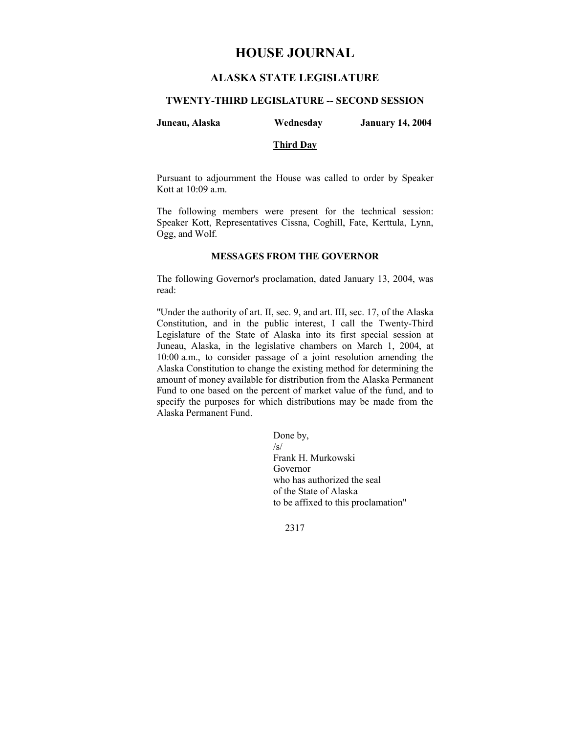# HOUSE JOURNAL

## ALASKA STATE LEGISLATURE

### TWENTY-THIRD LEGISLATURE -- SECOND SESSION

**Juneau, Alaska** **Wednesday** **January 14, 2004**

**Third Day**

Pursuant to adjournment the House was called to order by Speaker Kott at 10:09 a.m.

The following members were present for the technical session: Speaker Kott, Representatives Cissna, Coghill, Fate, Kerttula, Lynn, Ogg, and Wolf.

### MESSAGES FROM THE GOVERNOR

The following Governor's proclamation, dated January 13, 2004, was read:

"Under the authority of art. II, sec. 9, and art. III, sec. 17, of the Alaska Constitution, and in the public interest, I call the Twenty-Third Legislature of the State of Alaska into its first special session at Juneau, Alaska, in the legislative chambers on March 1, 2004, at 10:00 a.m., to consider passage of a joint resolution amending the Alaska Constitution to change the existing method for determining the amount of money available for distribution from the Alaska Permanent Fund to one based on the percent of market value of the fund, and to specify the purposes for which distributions may be made from the Alaska Permanent Fund.

Done by,
/s/
Frank H. Murkowski
Governor
who has authorized the seal
of the State of Alaska
to be affixed to this proclamation"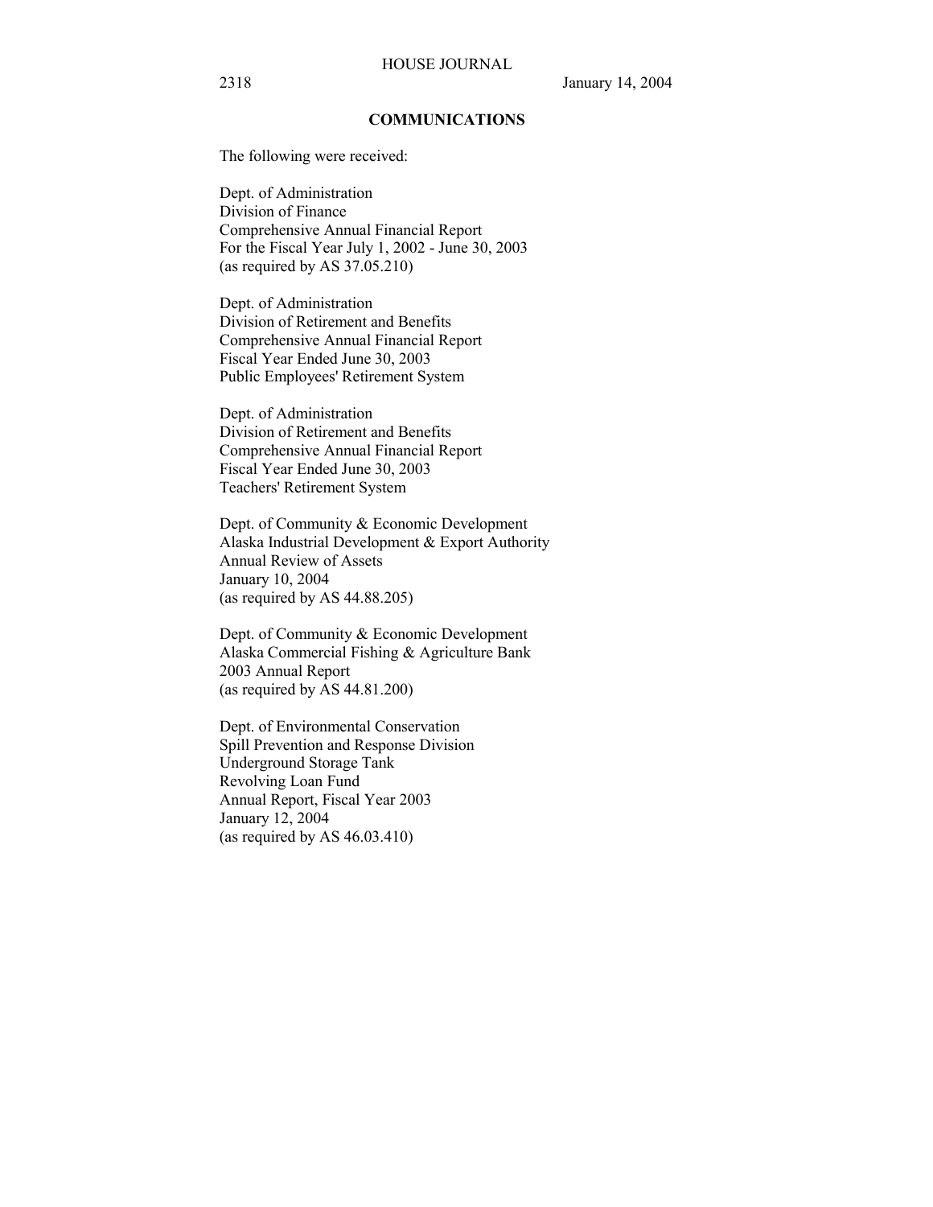## COMMUNICATIONS

The following were received:

Dept. of Administration
Division of Finance
Comprehensive Annual Financial Report
For the Fiscal Year July 1, 2002 - June 30, 2003
(as required by AS 37.05.210)

Dept. of Administration
Division of Retirement and Benefits
Comprehensive Annual Financial Report
Fiscal Year Ended June 30, 2003
Public Employees' Retirement System

Dept. of Administration
Division of Retirement and Benefits
Comprehensive Annual Financial Report
Fiscal Year Ended June 30, 2003
Teachers' Retirement System

Dept. of Community & Economic Development
Alaska Industrial Development & Export Authority
Annual Review of Assets
January 10, 2004
(as required by AS 44.88.205)

Dept. of Community & Economic Development
Alaska Commercial Fishing & Agriculture Bank
2003 Annual Report
(as required by AS 44.81.200)

Dept. of Environmental Conservation
Spill Prevention and Response Division
Underground Storage Tank
Revolving Loan Fund
Annual Report, Fiscal Year 2003
January 12, 2004
(as required by AS 46.03.410)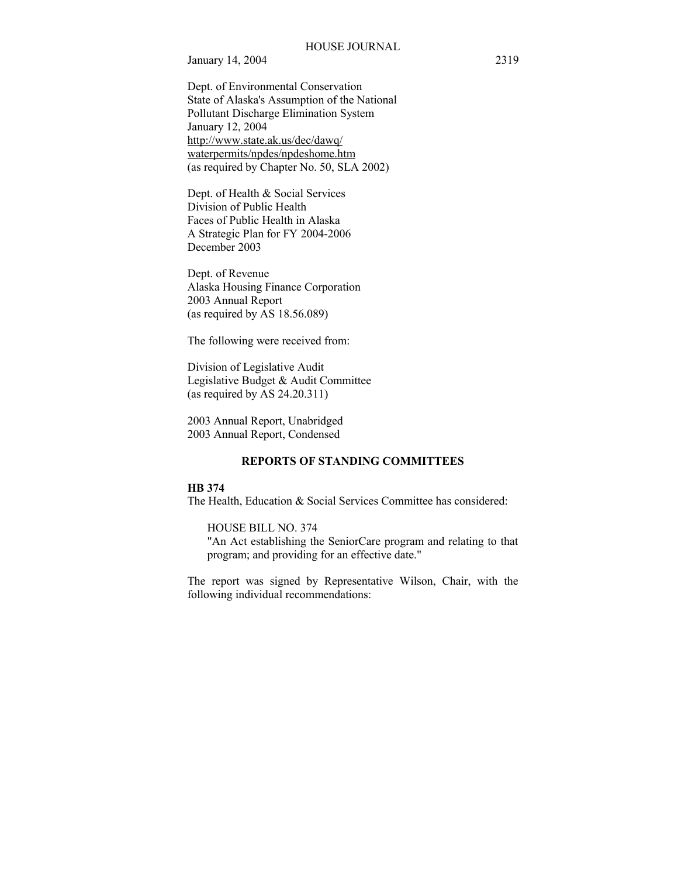Dept. of Environmental Conservation
State of Alaska's Assumption of the National
Pollutant Discharge Elimination System
January 12, 2004
http://www.state.ak.us/dec/dawq/
waterpermits/npdes/npdeshome.htm
(as required by Chapter No. 50, SLA 2002)

Dept. of Health & Social Services
Division of Public Health
Faces of Public Health in Alaska
A Strategic Plan for FY 2004-2006
December 2003

Dept. of Revenue
Alaska Housing Finance Corporation
2003 Annual Report
(as required by AS 18.56.089)

The following were received from:

Division of Legislative Audit
Legislative Budget & Audit Committee
(as required by AS 24.20.311)

2003 Annual Report, Unabridged
2003 Annual Report, Condensed

## REPORTS OF STANDING COMMITTEES

**HB 374**

The Health, Education & Social Services Committee has considered:

HOUSE BILL NO. 374
"An Act establishing the SeniorCare program and relating to that program; and providing for an effective date."

The report was signed by Representative Wilson, Chair, with the following individual recommendations: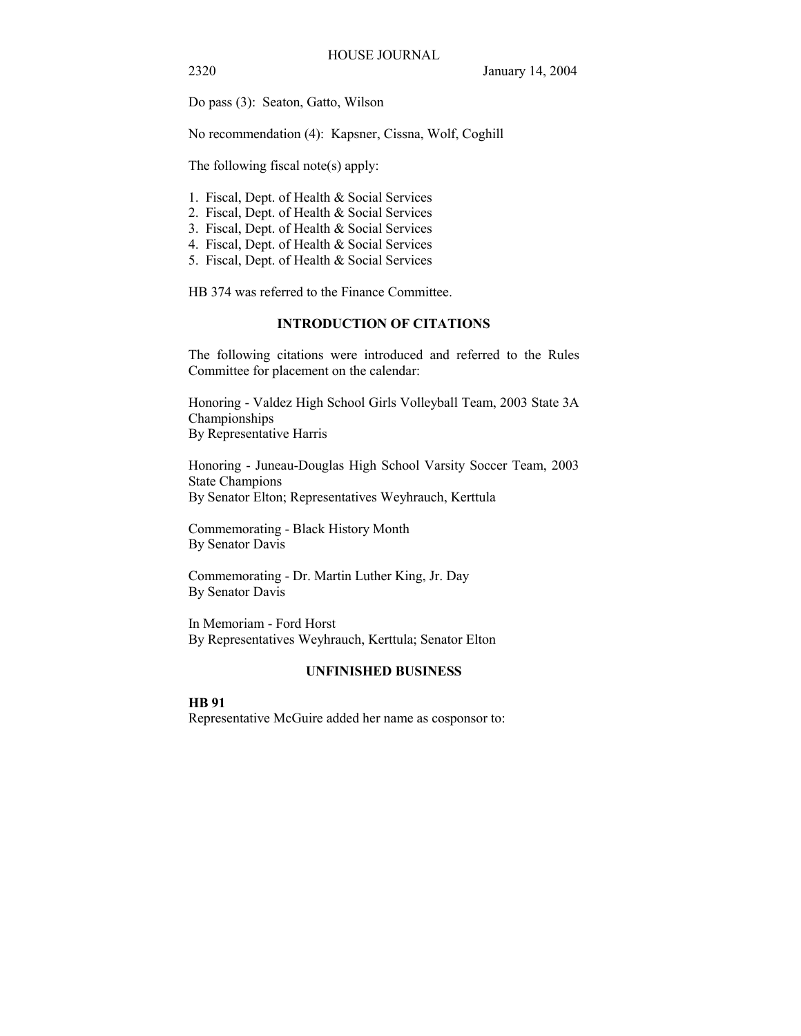Do pass (3): Seaton, Gatto, Wilson

No recommendation (4): Kapsner, Cissna, Wolf, Coghill

The following fiscal note(s) apply:

1. Fiscal, Dept. of Health & Social Services
2. Fiscal, Dept. of Health & Social Services
3. Fiscal, Dept. of Health & Social Services
4. Fiscal, Dept. of Health & Social Services
5. Fiscal, Dept. of Health & Social Services

HB 374 was referred to the Finance Committee.

## INTRODUCTION OF CITATIONS

The following citations were introduced and referred to the Rules Committee for placement on the calendar:

Honoring - Valdez High School Girls Volleyball Team, 2003 State 3A Championships
By Representative Harris

Honoring - Juneau-Douglas High School Varsity Soccer Team, 2003 State Champions
By Senator Elton; Representatives Weyhrauch, Kerttula

Commemorating - Black History Month
By Senator Davis

Commemorating - Dr. Martin Luther King, Jr. Day
By Senator Davis

In Memoriam - Ford Horst
By Representatives Weyhrauch, Kerttula; Senator Elton

## UNFINISHED BUSINESS

**HB 91**
Representative McGuire added her name as cosponsor to: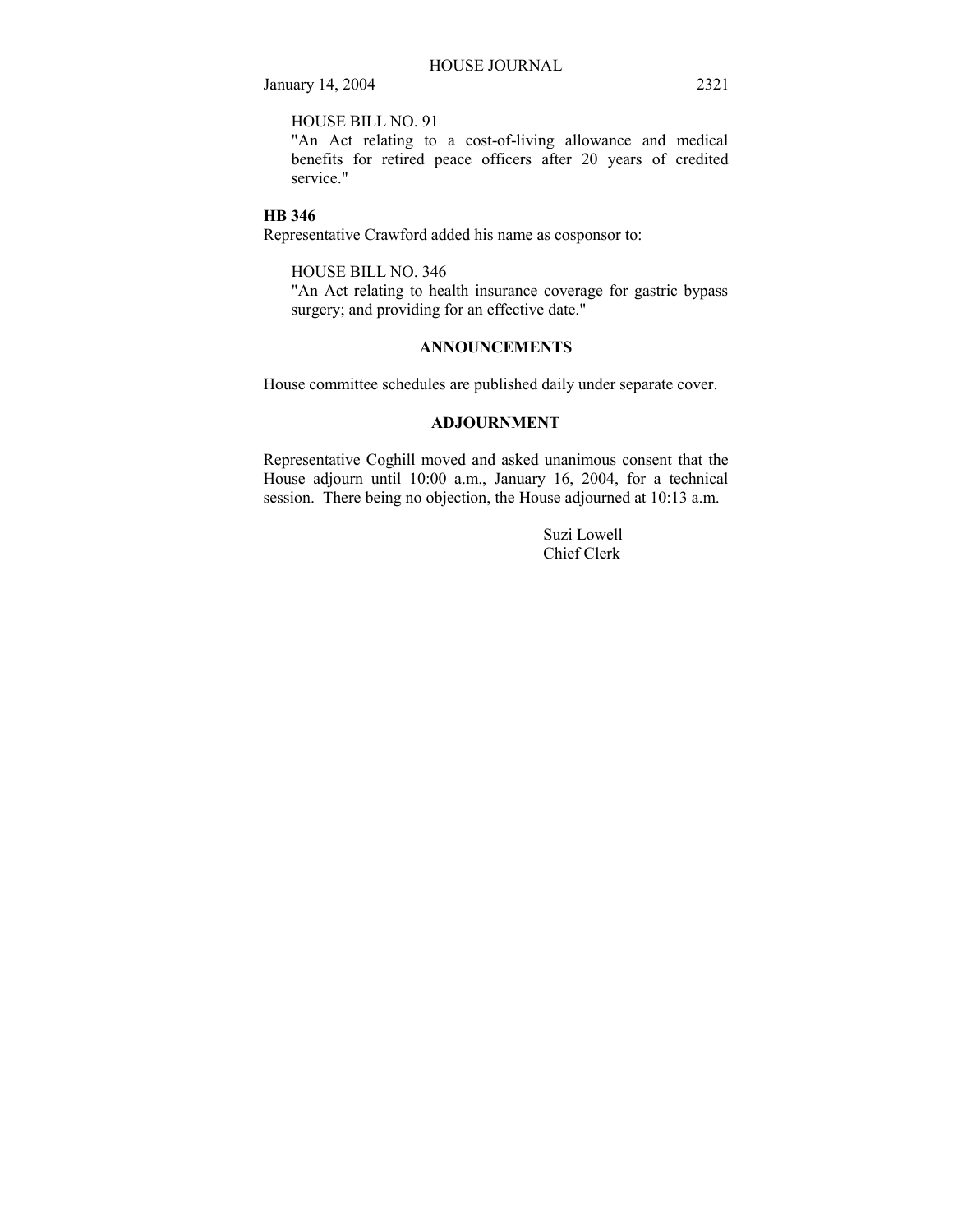HOUSE BILL NO. 91
"An Act relating to a cost-of-living allowance and medical benefits for retired peace officers after 20 years of credited service."

**HB 346**
Representative Crawford added his name as cosponsor to:

HOUSE BILL NO. 346
"An Act relating to health insurance coverage for gastric bypass surgery; and providing for an effective date."

## ANNOUNCEMENTS

House committee schedules are published daily under separate cover.

## ADJOURNMENT

Representative Coghill moved and asked unanimous consent that the House adjourn until 10:00 a.m., January 16, 2004, for a technical session. There being no objection, the House adjourned at 10:13 a.m.

Suzi Lowell
Chief Clerk